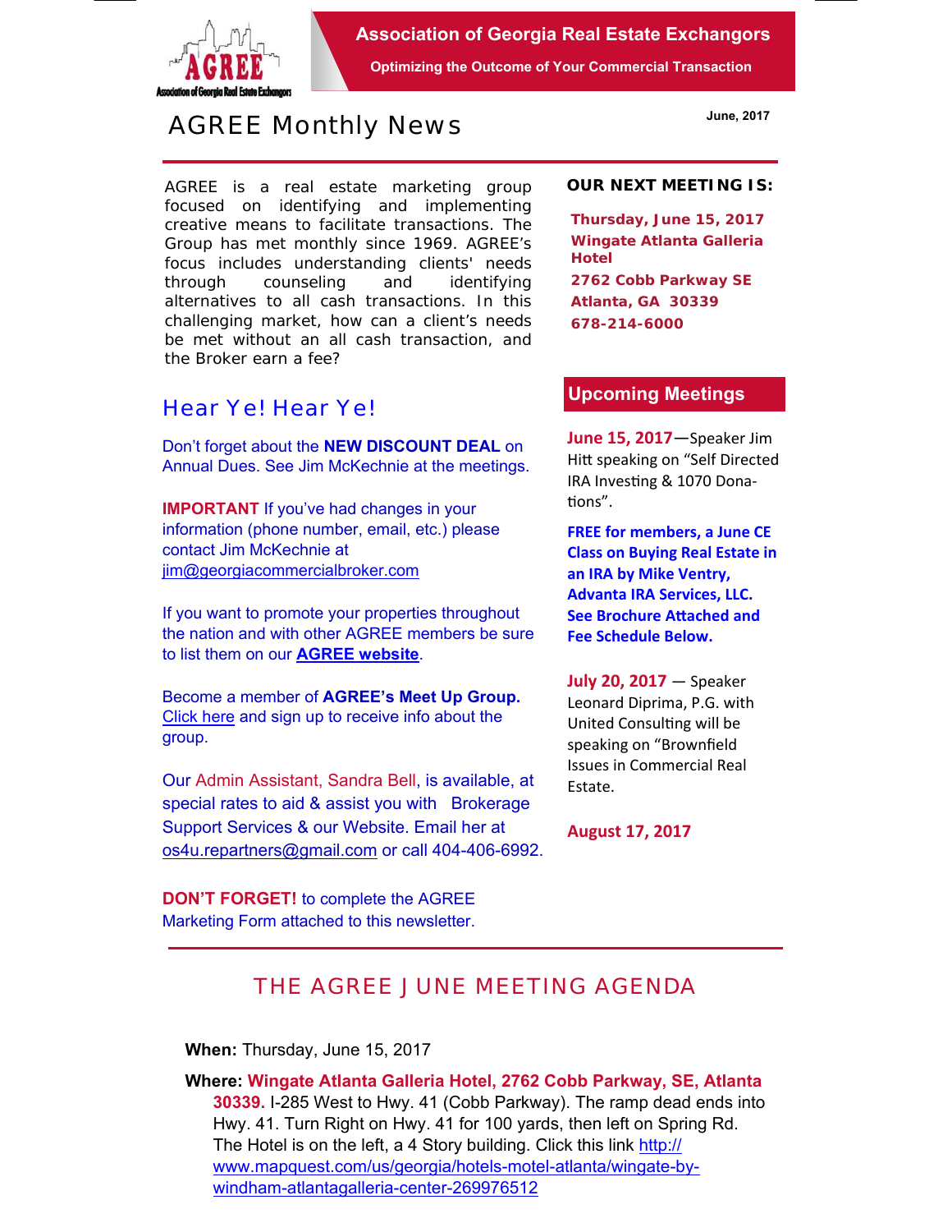# Association of Georgia Real Estate Exchangors

**Optimizing the Outcome of Your Commercial Transaction**

## AGREE Monthly News

**June, 2017**

AGREE is a real estate marketing group focused on identifying and implementing creative means to facilitate transactions. The Group has met monthly since 1969. AGREE's focus includes understanding clients' needs through counseling and identifying alternatives to all cash transactions. In this challenging market, how can a client's needs be met without an all cash transaction, and the Broker earn a fee?

## Hear Ye! Hear Ye!

Don't forget about the **NEW DISCOUNT DEAL** on Annual Dues. See Jim McKechnie at the meetings.

**IMPORTANT** If you've had changes in your information (phone number, email, etc.) please contact Jim McKechnie at jim@georgiacommercialbroker.com

If you want to promote your properties throughout the nation and with other AGREE members be sure to list them on our **AGREE website**.

Become a member of **AGREE's Meet Up Group.** Click here and sign up to receive info about the group.

Our Admin Assistant, Sandra Bell, is available, at special rates to aid & assist you with Brokerage Support Services & our Website. Email her at os4u.repartners@gmail.com or call 404-406-6992.

**DON'T FORGET!** to complete the AGREE Marketing Form attached to this newsletter.

### OUR NEXT MEETING IS:

**Thursday, June 15, 2017**
**Wingate Atlanta Galleria Hotel**
**2762 Cobb Parkway SE**
**Atlanta, GA 30339**
**678-214-6000**

### Upcoming Meetings

**June 15, 2017**—Speaker Jim Hitt speaking on "Self Directed IRA Investing & 1070 Donations".

**FREE for members, a June CE Class on Buying Real Estate in an IRA by Mike Ventry, Advanta IRA Services, LLC. See Brochure Attached and Fee Schedule Below.**

**July 20, 2017** — Speaker Leonard Diprima, P.G. with United Consulting will be speaking on "Brownfield Issues in Commercial Real Estate.

**August 17, 2017**

## THE AGREE JUNE MEETING AGENDA

**When:** Thursday, June 15, 2017

**Where:** **Wingate Atlanta Galleria Hotel, 2762 Cobb Parkway, SE, Atlanta 30339.** I-285 West to Hwy. 41 (Cobb Parkway). The ramp dead ends into Hwy. 41. Turn Right on Hwy. 41 for 100 yards, then left on Spring Rd. The Hotel is on the left, a 4 Story building. Click this link http://www.mapquest.com/us/georgia/hotels-motel-atlanta/wingate-by-windham-atlantagalleria-center-269976512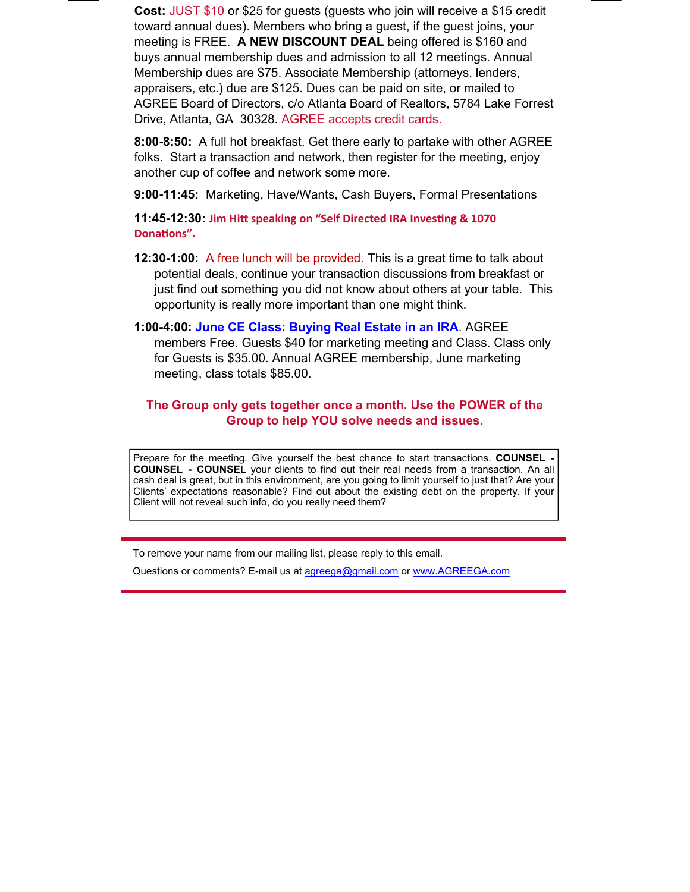**Cost:** JUST $10 or $25 for guests (guests who join will receive a $15 credit toward annual dues). Members who bring a guest, if the guest joins, your meeting is FREE. **A NEW DISCOUNT DEAL** being offered is $160 and buys annual membership dues and admission to all 12 meetings. Annual Membership dues are $75. Associate Membership (attorneys, lenders, appraisers, etc.) due are $125. Dues can be paid on site, or mailed to AGREE Board of Directors, c/o Atlanta Board of Realtors, 5784 Lake Forrest Drive, Atlanta, GA 30328. AGREE accepts credit cards.

**8:00-8:50:** A full hot breakfast. Get there early to partake with other AGREE folks. Start a transaction and network, then register for the meeting, enjoy another cup of coffee and network some more.

**9:00-11:45:** Marketing, Have/Wants, Cash Buyers, Formal Presentations

**11:45-12:30:** **Jim Hitt speaking on "Self Directed IRA Investing & 1070 Donations".**

**12:30-1:00:** A free lunch will be provided. This is a great time to talk about potential deals, continue your transaction discussions from breakfast or just find out something you did not know about others at your table. This opportunity is really more important than one might think.

**1:00-4:00:** **June CE Class: Buying Real Estate in an IRA**. AGREE members Free. Guests $40 for marketing meeting and Class. Class only for Guests is $35.00. Annual AGREE membership, June marketing meeting, class totals $85.00.

**The Group only gets together once a month. Use the POWER of the Group to help YOU solve needs and issues.**

Prepare for the meeting. Give yourself the best chance to start transactions. **COUNSEL - COUNSEL - COUNSEL** your clients to find out their real needs from a transaction. An all cash deal is great, but in this environment, are you going to limit yourself to just that? Are your Clients' expectations reasonable? Find out about the existing debt on the property. If your Client will not reveal such info, do you really need them?

---

To remove your name from our mailing list, please reply to this email.

Questions or comments? E-mail us at agreega@gmail.com or www.AGREEGA.com